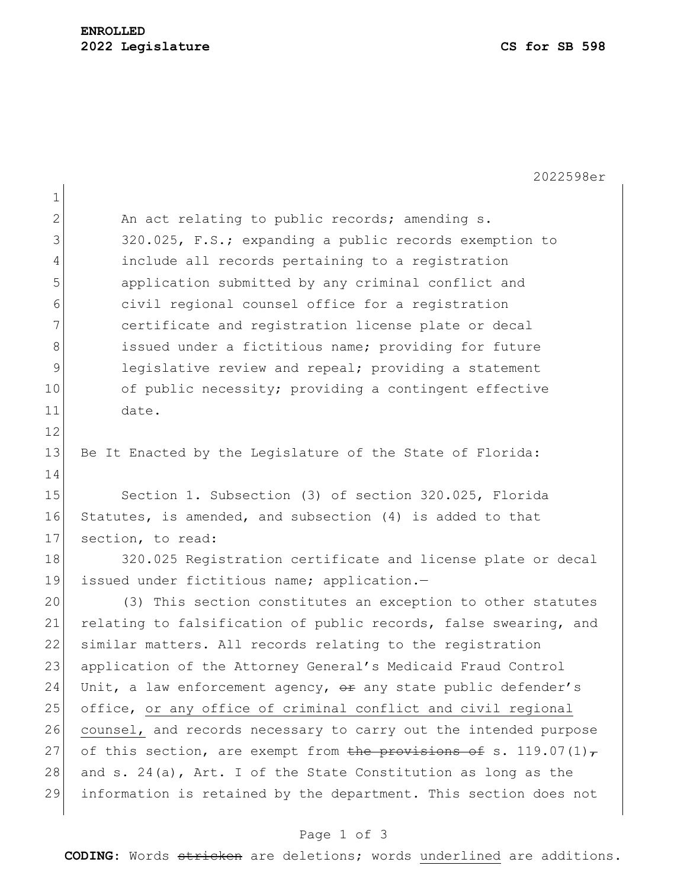2022598er

An act relating to public records; amending s. 320.025, F.S.; expanding a public records exemption to include all records pertaining to a registration application submitted by any criminal conflict and civil regional counsel office for a registration certificate and registration license plate or decal issued under a fictitious name; providing for future legislative review and repeal; providing a statement of public necessity; providing a contingent effective date.

Be It Enacted by the Legislature of the State of Florida:

Section 1. Subsection (3) of section 320.025, Florida Statutes, is amended, and subsection (4) is added to that section, to read:

320.025 Registration certificate and license plate or decal issued under fictitious name; application.—

(3) This section constitutes an exception to other statutes relating to falsification of public records, false swearing, and similar matters. All records relating to the registration application of the Attorney General's Medicaid Fraud Control Unit, a law enforcement agency, ~~or~~ any state public defender's office, <u>or any office of criminal conflict and civil regional counsel,</u> and records necessary to carry out the intended purpose of this section, are exempt from ~~the provisions of~~ s. 119.07(1)~~,~~ and s. 24(a), Art. I of the State Constitution as long as the information is retained by the department. This section does not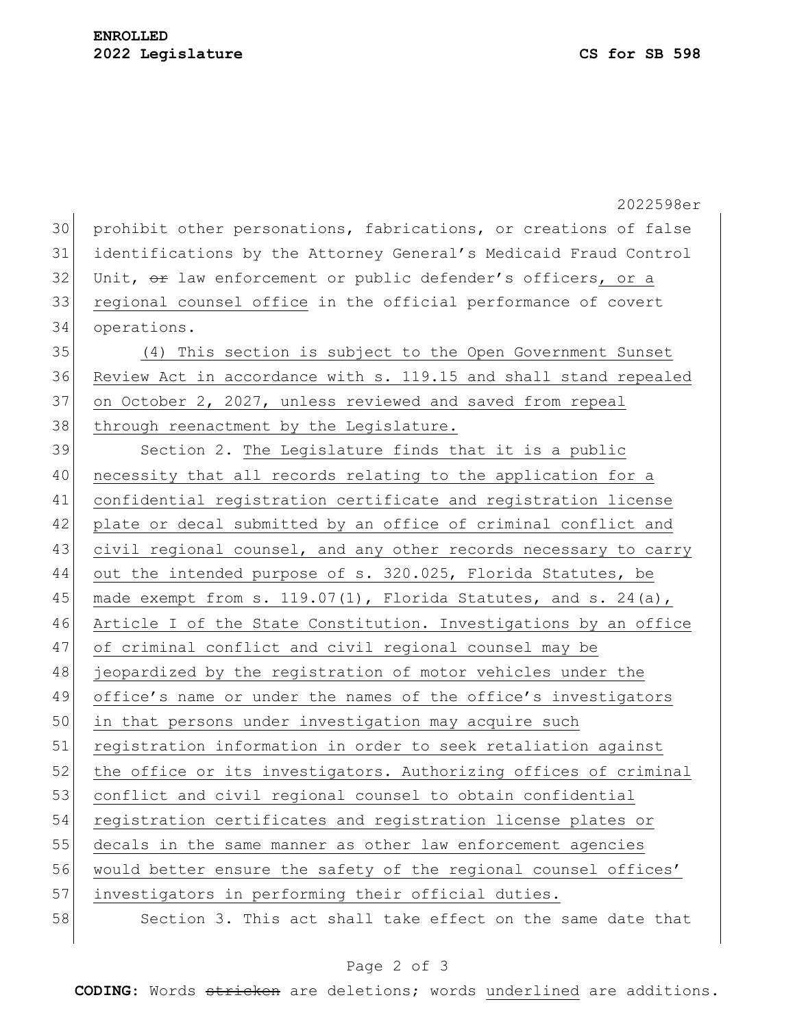prohibit other personations, fabrications, or creations of false identifications by the Attorney General's Medicaid Fraud Control Unit, ~~or~~ law enforcement or public defender's officers, or a regional counsel office in the official performance of covert operations.

(4) This section is subject to the Open Government Sunset Review Act in accordance with s. 119.15 and shall stand repealed on October 2, 2027, unless reviewed and saved from repeal through reenactment by the Legislature.

Section 2. The Legislature finds that it is a public necessity that all records relating to the application for a confidential registration certificate and registration license plate or decal submitted by an office of criminal conflict and civil regional counsel, and any other records necessary to carry out the intended purpose of s. 320.025, Florida Statutes, be made exempt from s. 119.07(1), Florida Statutes, and s. 24(a), Article I of the State Constitution. Investigations by an office of criminal conflict and civil regional counsel may be jeopardized by the registration of motor vehicles under the office's name or under the names of the office's investigators in that persons under investigation may acquire such registration information in order to seek retaliation against the office or its investigators. Authorizing offices of criminal conflict and civil regional counsel to obtain confidential registration certificates and registration license plates or decals in the same manner as other law enforcement agencies would better ensure the safety of the regional counsel offices' investigators in performing their official duties.

Section 3. This act shall take effect on the same date that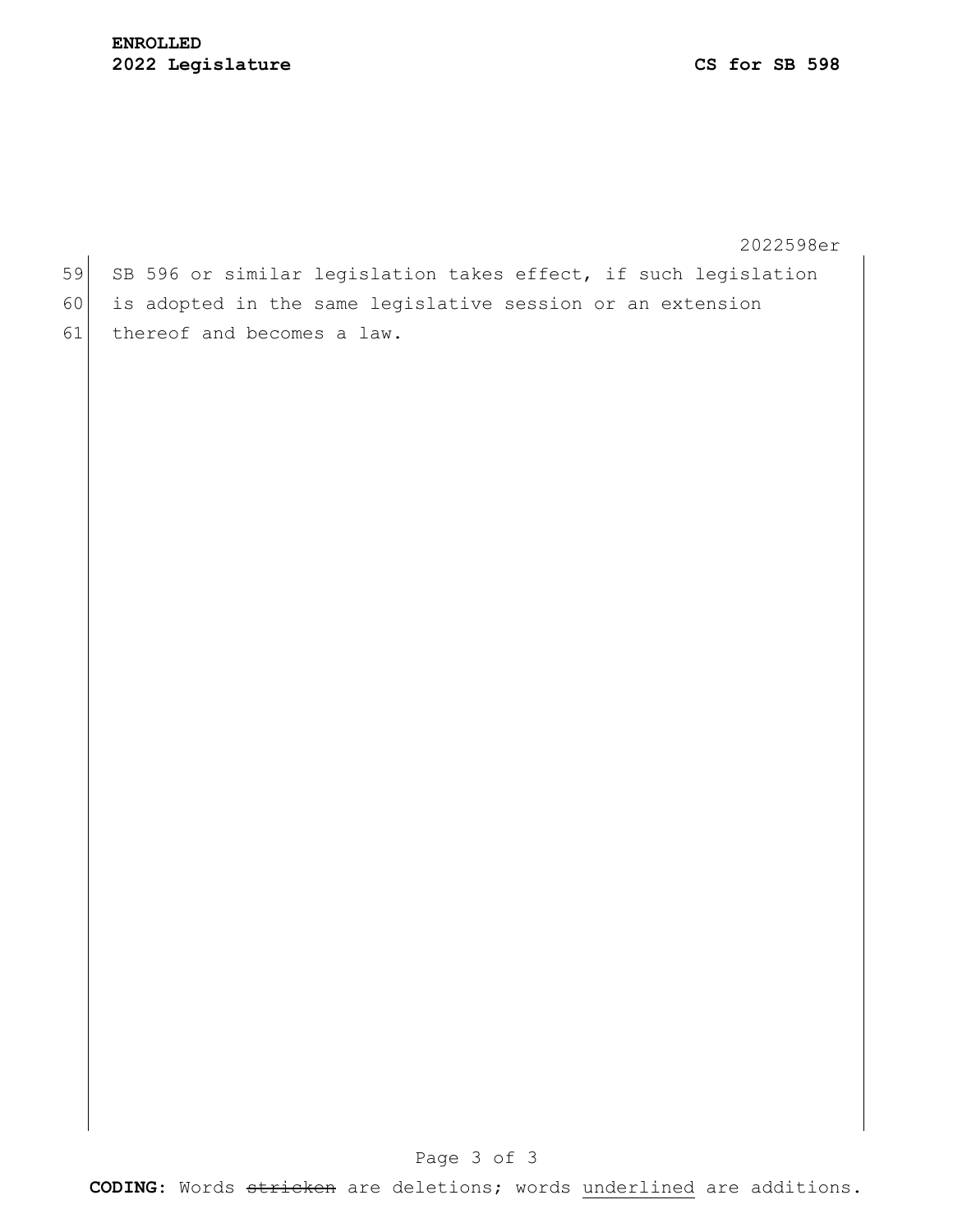SB 596 or similar legislation takes effect, if such legislation is adopted in the same legislative session or an extension thereof and becomes a law.